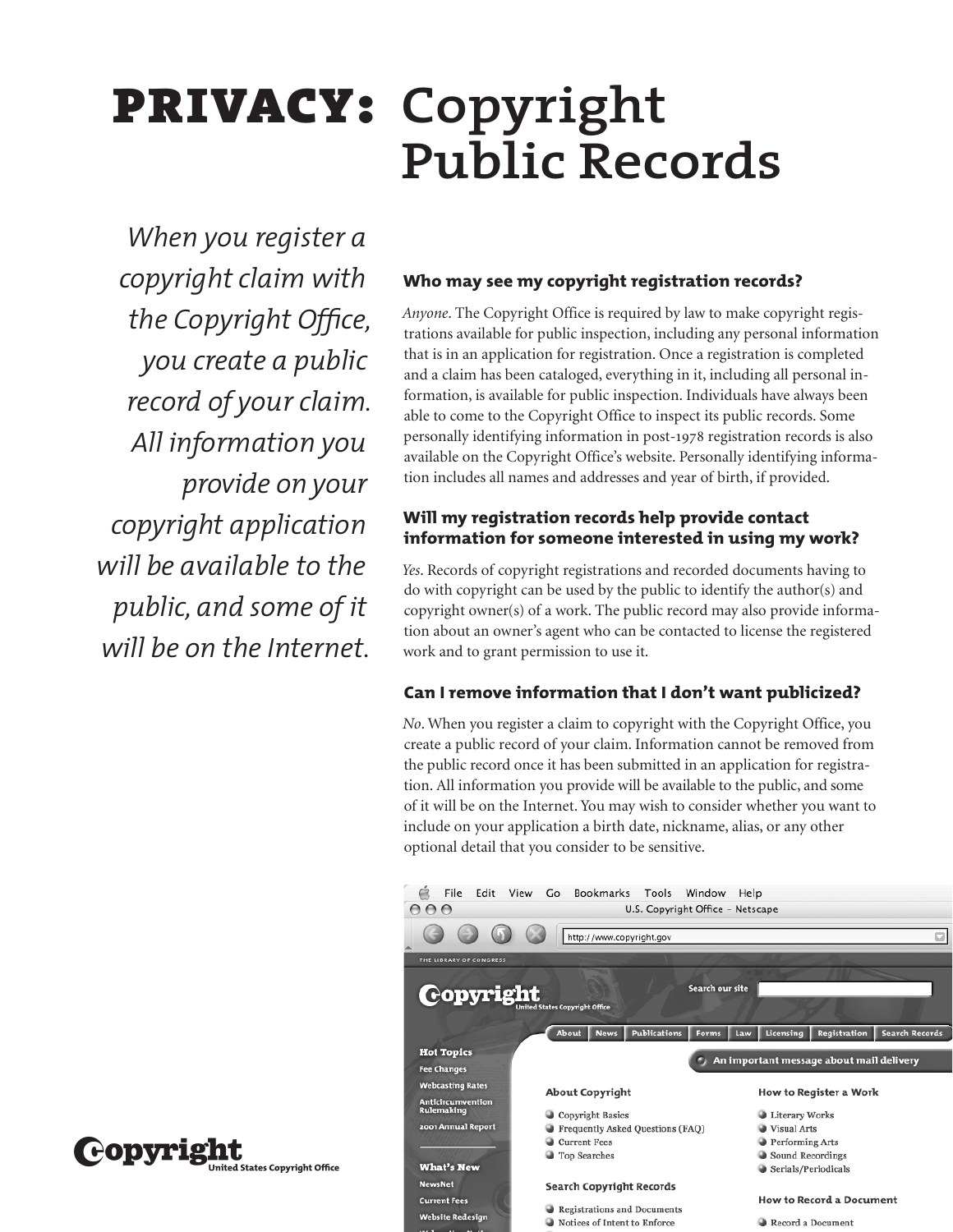# PRIVACY: Copyright Public Records

*When you register a copyright claim with the Copyright Office, you create a public record of your claim. All information you provide on your copyright application will be available to the public, and some of it will be on the Internet.*

### Who may see my copyright registration records?

*Anyone*. The Copyright Office is required by law to make copyright registrations available for public inspection, including any personal information that is in an application for registration. Once a registration is completed and a claim has been cataloged, everything in it, including all personal information, is available for public inspection. Individuals have always been able to come to the Copyright Office to inspect its public records. Some personally identifying information in post-1978 registration records is also available on the Copyright Office's website. Personally identifying information includes all names and addresses and year of birth, if provided.

### Will my registration records help provide contact information for someone interested in using my work?

*Yes*. Records of copyright registrations and recorded documents having to do with copyright can be used by the public to identify the author(s) and copyright owner(s) of a work. The public record may also provide information about an owner's agent who can be contacted to license the registered work and to grant permission to use it.

### Can I remove information that I don't want publicized?

*No*. When you register a claim to copyright with the Copyright Office, you create a public record of your claim. Information cannot be removed from the public record once it has been submitted in an application for registration. All information you provide will be available to the public, and some of it will be on the Internet. You may wish to consider whether you want to include on your application a birth date, nickname, alias, or any other optional detail that you consider to be sensitive.

Copyright
United States Copyright Office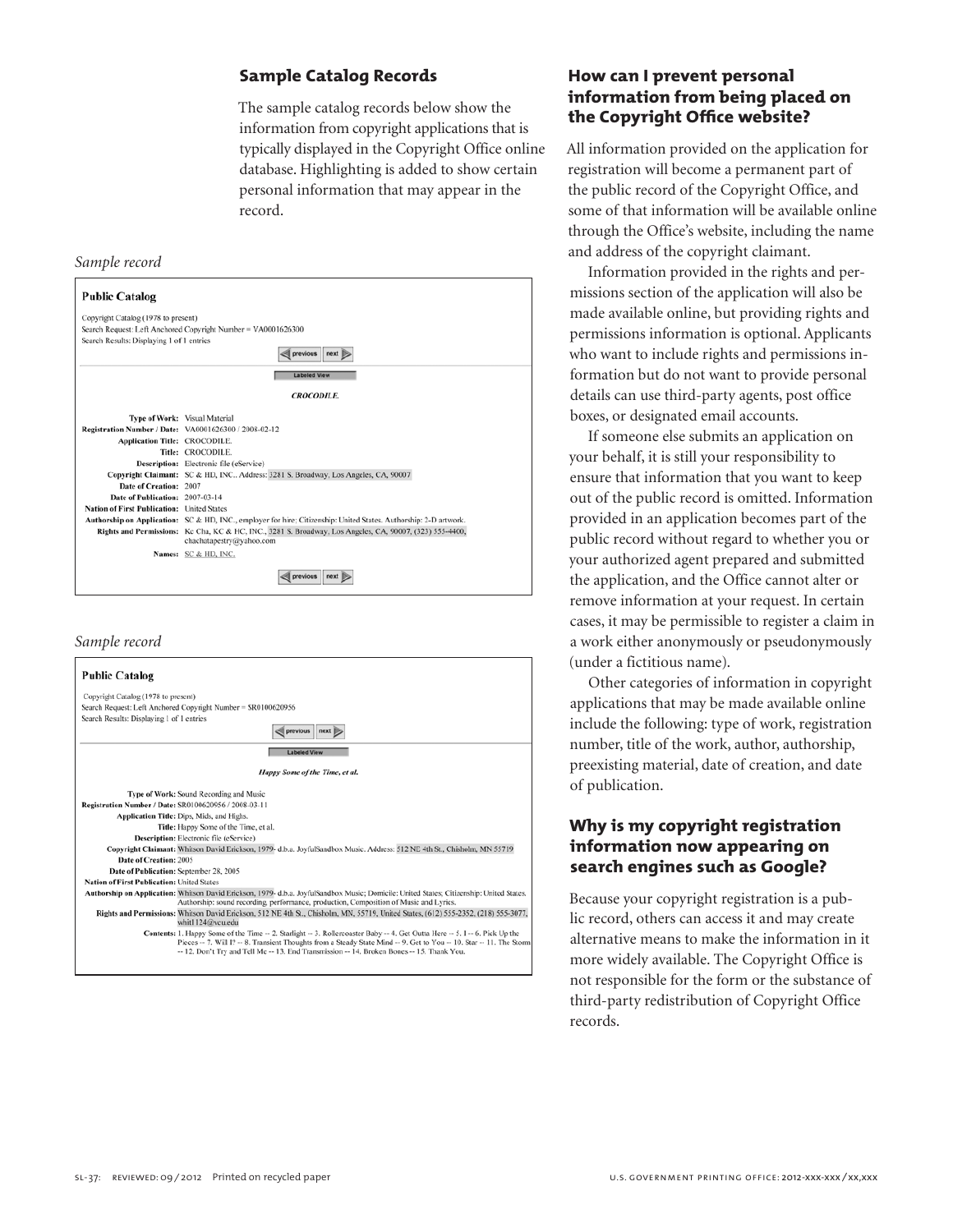## Sample Catalog Records

The sample catalog records below show the information from copyright applications that is typically displayed in the Copyright Office online database. Highlighting is added to show certain personal information that may appear in the record.

*Sample record*

**Public Catalog**

Copyright Catalog (1978 to present)
Search Request: Left Anchored Copyright Number = VA0001626300
Search Results: Displaying 1 of 1 entries

previous | next

Labeled View

***CROCODILE.***

| | |
|---|---|
| **Type of Work:** | Visual Material |
| **Registration Number / Date:** | VA0001626300 / 2008-02-12 |
| **Application Title:** | CROCODILE. |
| **Title:** | CROCODILE. |
| **Description:** | Electronic file (eService) |
| **Copyright Claimant:** | SC & HD, INC.. Address: 3281 S. Broadway, Los Angeles, CA, 90007 |
| **Date of Creation:** | 2007 |
| **Date of Publication:** | 2007-03-14 |
| **Nation of First Publication:** | United States |
| **Authorship on Application:** | SC & HD, INC., employer for hire; Citizenship: United States. Authorship: 2-D artwork. |
| **Rights and Permissions:** | Ke Cha, KC & HC, INC., 3281 S. Broadway, Los Angeles, CA, 90007, (323) 555-4400, chachatapestry@yahoo.com |
| **Names:** | SC & HD, INC. |

previous | next

*Sample record*

**Public Catalog**

Copyright Catalog (1978 to present)
Search Request: Left Anchored Copyright Number = SR0100620956
Search Results: Displaying 1 of 1 entries

previous | next

Labeled View

***Happy Some of the Time, et al.***

| | |
|---|---|
| **Type of Work:** | Sound Recording and Music |
| **Registration Number / Date:** | SR0100620956 / 2008-03-11 |
| **Application Title:** | Dips, Mids, and Highs. |
| **Title:** | Happy Some of the Time, et al. |
| **Description:** | Electronic file (eService) |
| **Copyright Claimant:** | Whitson David Erickson, 1979- d.b.a. JoyfulSandbox Music. Address: 512 NE 4th St., Chisholm, MN 55719 |
| **Date of Creation:** | 2005 |
| **Date of Publication:** | September 28, 2005 |
| **Nation of First Publication:** | United States |
| **Authorship on Application:** | Whitson David Erickson, 1979- d.b.a. JoyfulSandbox Music; Domicile: United States; Citizenship: United States. Authorship: sound recording, performance, production, Composition of Music and Lyrics. |
| **Rights and Permissions:** | Whitson David Erickson, 512 NE 4th St., Chisholm, MN, 55719, United States, (612) 555-2352, (218) 555-3077, whit1124@vcu.edu |
| **Contents:** | 1. Happy Some of the Time -- 2. Starlight -- 3. Rollercoaster Baby -- 4. Get Outta Here -- 5. I -- 6. Pick Up the Pieces -- 7. Will I? -- 8. Transient Thoughts from a Steady State Mind -- 9. Get to You -- 10. Star -- 11. The Storm -- 12. Don't Try and Tell Me -- 13. End Transmission -- 14. Broken Bones -- 15. Thank You. |

## How can I prevent personal information from being placed on the Copyright Office website?

All information provided on the application for registration will become a permanent part of the public record of the Copyright Office, and some of that information will be available online through the Office's website, including the name and address of the copyright claimant.

Information provided in the rights and permissions section of the application will also be made available online, but providing rights and permissions information is optional. Applicants who want to include rights and permissions information but do not want to provide personal details can use third-party agents, post office boxes, or designated email accounts.

If someone else submits an application on your behalf, it is still your responsibility to ensure that information that you want to keep out of the public record is omitted. Information provided in an application becomes part of the public record without regard to whether you or your authorized agent prepared and submitted the application, and the Office cannot alter or remove information at your request. In certain cases, it may be permissible to register a claim in a work either anonymously or pseudonymously (under a fictitious name).

Other categories of information in copyright applications that may be made available online include the following: type of work, registration number, title of the work, author, authorship, preexisting material, date of creation, and date of publication.

## Why is my copyright registration information now appearing on search engines such as Google?

Because your copyright registration is a public record, others can access it and may create alternative means to make the information in it more widely available. The Copyright Office is not responsible for the form or the substance of third-party redistribution of Copyright Office records.

SL-37: Reviewed: 09/2012 Printed on recycled paper

U.S. Government Printing Office: 2012-xxx-xxx/xx,xxx